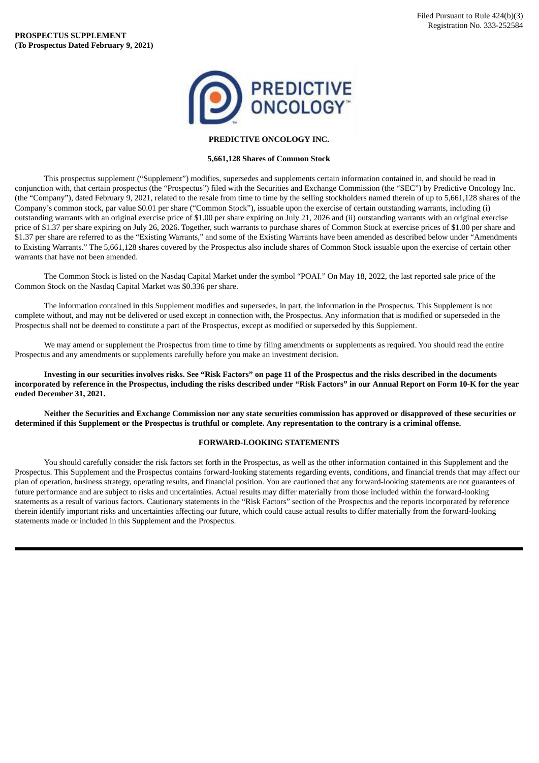Filed Pursuant to Rule 424(b)(3)
Registration No. 333-252584

**PROSPECTUS SUPPLEMENT**
**(To Prospectus Dated February 9, 2021)**

**PREDICTIVE ONCOLOGY INC.**

**5,661,128 Shares of Common Stock**

This prospectus supplement ("Supplement") modifies, supersedes and supplements certain information contained in, and should be read in conjunction with, that certain prospectus (the "Prospectus") filed with the Securities and Exchange Commission (the "SEC") by Predictive Oncology Inc. (the "Company"), dated February 9, 2021, related to the resale from time to time by the selling stockholders named therein of up to 5,661,128 shares of the Company's common stock, par value $0.01 per share ("Common Stock"), issuable upon the exercise of certain outstanding warrants, including (i) outstanding warrants with an original exercise price of $1.00 per share expiring on July 21, 2026 and (ii) outstanding warrants with an original exercise price of $1.37 per share expiring on July 26, 2026. Together, such warrants to purchase shares of Common Stock at exercise prices of $1.00 per share and $1.37 per share are referred to as the "Existing Warrants," and some of the Existing Warrants have been amended as described below under "Amendments to Existing Warrants." The 5,661,128 shares covered by the Prospectus also include shares of Common Stock issuable upon the exercise of certain other warrants that have not been amended.

The Common Stock is listed on the Nasdaq Capital Market under the symbol "POAI." On May 18, 2022, the last reported sale price of the Common Stock on the Nasdaq Capital Market was $0.336 per share.

The information contained in this Supplement modifies and supersedes, in part, the information in the Prospectus. This Supplement is not complete without, and may not be delivered or used except in connection with, the Prospectus. Any information that is modified or superseded in the Prospectus shall not be deemed to constitute a part of the Prospectus, except as modified or superseded by this Supplement.

We may amend or supplement the Prospectus from time to time by filing amendments or supplements as required. You should read the entire Prospectus and any amendments or supplements carefully before you make an investment decision.

**Investing in our securities involves risks. See "Risk Factors" on page 11 of the Prospectus and the risks described in the documents incorporated by reference in the Prospectus, including the risks described under "Risk Factors" in our Annual Report on Form 10-K for the year ended December 31, 2021.**

**Neither the Securities and Exchange Commission nor any state securities commission has approved or disapproved of these securities or determined if this Supplement or the Prospectus is truthful or complete. Any representation to the contrary is a criminal offense.**

## FORWARD-LOOKING STATEMENTS

You should carefully consider the risk factors set forth in the Prospectus, as well as the other information contained in this Supplement and the Prospectus. This Supplement and the Prospectus contains forward-looking statements regarding events, conditions, and financial trends that may affect our plan of operation, business strategy, operating results, and financial position. You are cautioned that any forward-looking statements are not guarantees of future performance and are subject to risks and uncertainties. Actual results may differ materially from those included within the forward-looking statements as a result of various factors. Cautionary statements in the "Risk Factors" section of the Prospectus and the reports incorporated by reference therein identify important risks and uncertainties affecting our future, which could cause actual results to differ materially from the forward-looking statements made or included in this Supplement and the Prospectus.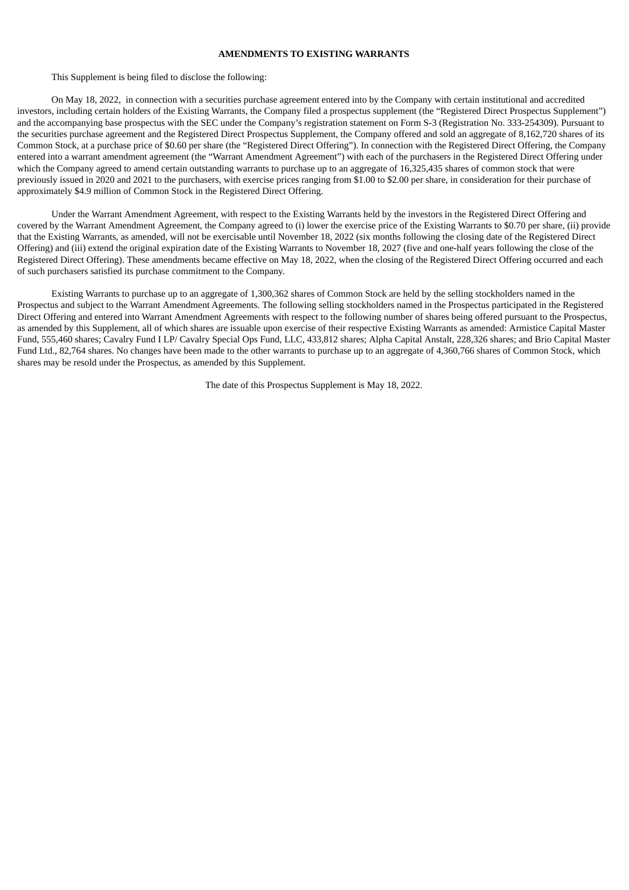**AMENDMENTS TO EXISTING WARRANTS**

This Supplement is being filed to disclose the following:

On May 18, 2022, in connection with a securities purchase agreement entered into by the Company with certain institutional and accredited investors, including certain holders of the Existing Warrants, the Company filed a prospectus supplement (the "Registered Direct Prospectus Supplement") and the accompanying base prospectus with the SEC under the Company's registration statement on Form S-3 (Registration No. 333-254309). Pursuant to the securities purchase agreement and the Registered Direct Prospectus Supplement, the Company offered and sold an aggregate of 8,162,720 shares of its Common Stock, at a purchase price of $0.60 per share (the "Registered Direct Offering"). In connection with the Registered Direct Offering, the Company entered into a warrant amendment agreement (the "Warrant Amendment Agreement") with each of the purchasers in the Registered Direct Offering under which the Company agreed to amend certain outstanding warrants to purchase up to an aggregate of 16,325,435 shares of common stock that were previously issued in 2020 and 2021 to the purchasers, with exercise prices ranging from $1.00 to $2.00 per share, in consideration for their purchase of approximately $4.9 million of Common Stock in the Registered Direct Offering.

Under the Warrant Amendment Agreement, with respect to the Existing Warrants held by the investors in the Registered Direct Offering and covered by the Warrant Amendment Agreement, the Company agreed to (i) lower the exercise price of the Existing Warrants to $0.70 per share, (ii) provide that the Existing Warrants, as amended, will not be exercisable until November 18, 2022 (six months following the closing date of the Registered Direct Offering) and (iii) extend the original expiration date of the Existing Warrants to November 18, 2027 (five and one-half years following the close of the Registered Direct Offering). These amendments became effective on May 18, 2022, when the closing of the Registered Direct Offering occurred and each of such purchasers satisfied its purchase commitment to the Company.

Existing Warrants to purchase up to an aggregate of 1,300,362 shares of Common Stock are held by the selling stockholders named in the Prospectus and subject to the Warrant Amendment Agreements. The following selling stockholders named in the Prospectus participated in the Registered Direct Offering and entered into Warrant Amendment Agreements with respect to the following number of shares being offered pursuant to the Prospectus, as amended by this Supplement, all of which shares are issuable upon exercise of their respective Existing Warrants as amended: Armistice Capital Master Fund, 555,460 shares; Cavalry Fund I LP/ Cavalry Special Ops Fund, LLC, 433,812 shares; Alpha Capital Anstalt, 228,326 shares; and Brio Capital Master Fund Ltd., 82,764 shares. No changes have been made to the other warrants to purchase up to an aggregate of 4,360,766 shares of Common Stock, which shares may be resold under the Prospectus, as amended by this Supplement.

The date of this Prospectus Supplement is May 18, 2022.